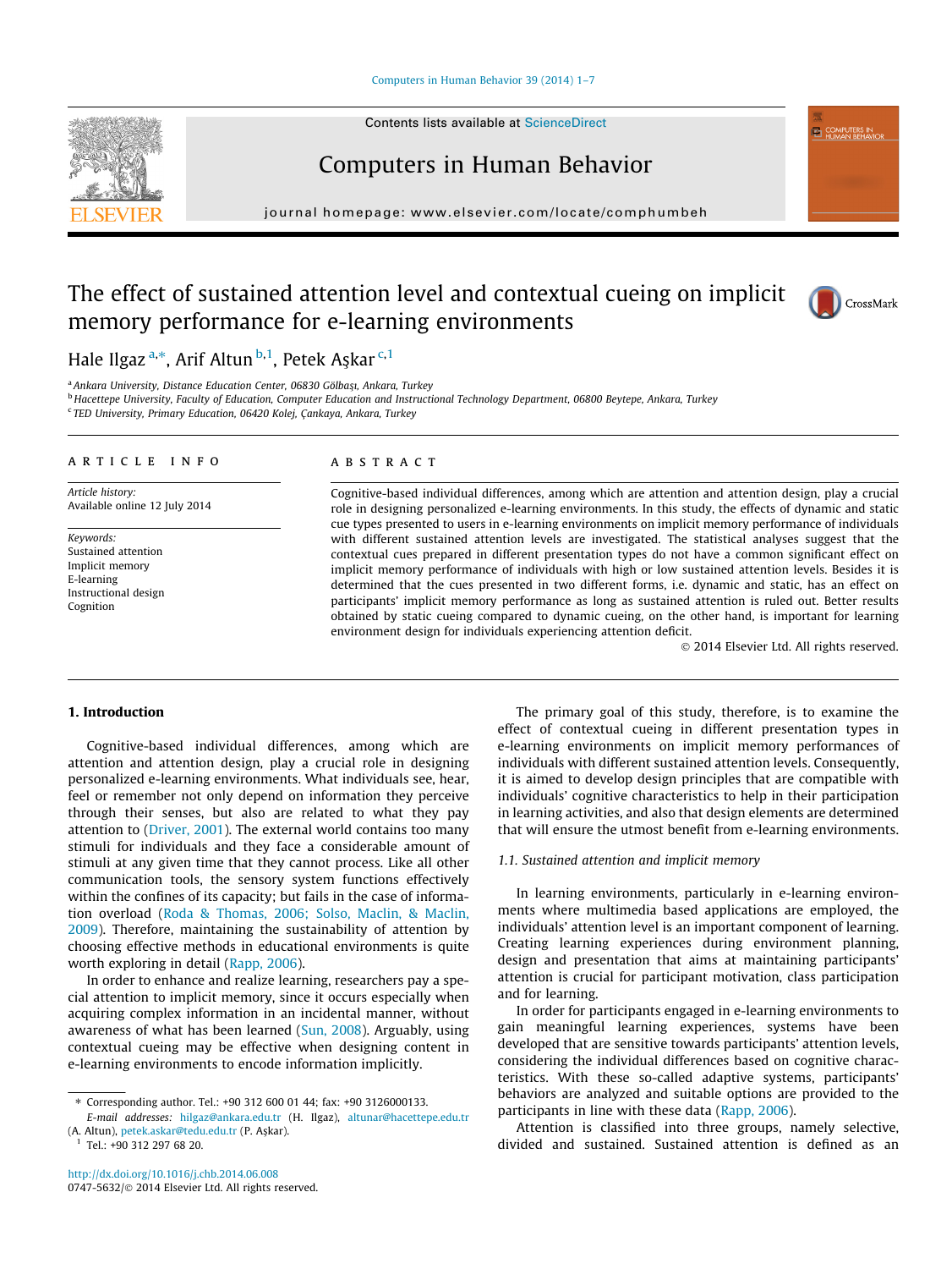# The effect of sustained attention level and contextual cueing on implicit memory performance for e-learning environments

Hale Ilgaz [a,*], Arif Altun [b,1], Petek Aşkar [c,1]

[a] Ankara University, Distance Education Center, 06830 Gölbaşı, Ankara, Turkey

[b] Hacettepe University, Faculty of Education, Computer Education and Instructional Technology Department, 06800 Beytepe, Ankara, Turkey

[c] TED University, Primary Education, 06420 Kolej, Çankaya, Ankara, Turkey

## ARTICLE INFO

*Article history:*
Available online 12 July 2014

*Keywords:*
Sustained attention
Implicit memory
E-learning
Instructional design
Cognition

## ABSTRACT

Cognitive-based individual differences, among which are attention and attention design, play a crucial role in designing personalized e-learning environments. In this study, the effects of dynamic and static cue types presented to users in e-learning environments on implicit memory performance of individuals with different sustained attention levels are investigated. The statistical analyses suggest that the contextual cues prepared in different presentation types do not have a common significant effect on implicit memory performance of individuals with high or low sustained attention levels. Besides it is determined that the cues presented in two different forms, i.e. dynamic and static, has an effect on participants' implicit memory performance as long as sustained attention is ruled out. Better results obtained by static cueing compared to dynamic cueing, on the other hand, is important for learning environment design for individuals experiencing attention deficit.

© 2014 Elsevier Ltd. All rights reserved.

## 1. Introduction

Cognitive-based individual differences, among which are attention and attention design, play a crucial role in designing personalized e-learning environments. What individuals see, hear, feel or remember not only depend on information they perceive through their senses, but also are related to what they pay attention to (Driver, 2001). The external world contains too many stimuli for individuals and they face a considerable amount of stimuli at any given time that they cannot process. Like all other communication tools, the sensory system functions effectively within the confines of its capacity; but fails in the case of information overload (Roda & Thomas, 2006; Solso, Maclin, & Maclin, 2009). Therefore, maintaining the sustainability of attention by choosing effective methods in educational environments is quite worth exploring in detail (Rapp, 2006).

In order to enhance and realize learning, researchers pay a special attention to implicit memory, since it occurs especially when acquiring complex information in an incidental manner, without awareness of what has been learned (Sun, 2008). Arguably, using contextual cueing may be effective when designing content in e-learning environments to encode information implicitly.

The primary goal of this study, therefore, is to examine the effect of contextual cueing in different presentation types in e-learning environments on implicit memory performances of individuals with different sustained attention levels. Consequently, it is aimed to develop design principles that are compatible with individuals' cognitive characteristics to help in their participation in learning activities, and also that design elements are determined that will ensure the utmost benefit from e-learning environments.

### 1.1. Sustained attention and implicit memory

In learning environments, particularly in e-learning environments where multimedia based applications are employed, the individuals' attention level is an important component of learning. Creating learning experiences during environment planning, design and presentation that aims at maintaining participants' attention is crucial for participant motivation, class participation and for learning.

In order for participants engaged in e-learning environments to gain meaningful learning experiences, systems have been developed that are sensitive towards participants' attention levels, considering the individual differences based on cognitive characteristics. With these so-called adaptive systems, participants' behaviors are analyzed and suitable options are provided to the participants in line with these data (Rapp, 2006).

Attention is classified into three groups, namely selective, divided and sustained. Sustained attention is defined as an

---

* Corresponding author. Tel.: +90 312 600 01 44; fax: +90 3126000133.
*E-mail addresses:* hilgaz@ankara.edu.tr (H. Ilgaz), altunar@hacettepe.edu.tr (A. Altun), petek.askar@tedu.edu.tr (P. Aşkar).

[1] Tel.: +90 312 297 68 20.

http://dx.doi.org/10.1016/j.chb.2014.06.008
0747-5632/© 2014 Elsevier Ltd. All rights reserved.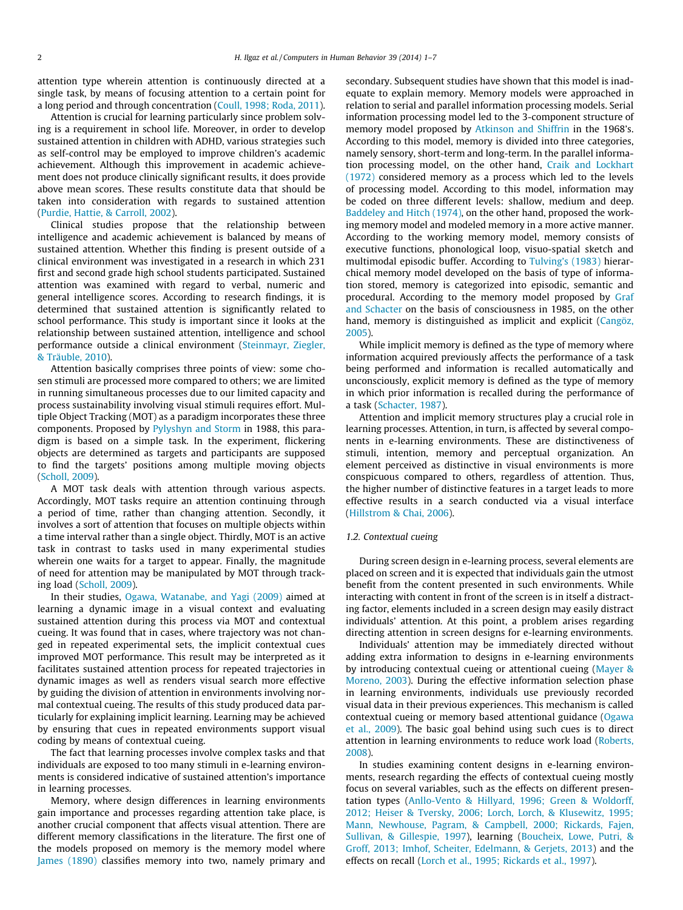attention type wherein attention is continuously directed at a single task, by means of focusing attention to a certain point for a long period and through concentration (Coull, 1998; Roda, 2011).

Attention is crucial for learning particularly since problem solving is a requirement in school life. Moreover, in order to develop sustained attention in children with ADHD, various strategies such as self-control may be employed to improve children's academic achievement. Although this improvement in academic achievement does not produce clinically significant results, it does provide above mean scores. These results constitute data that should be taken into consideration with regards to sustained attention (Purdie, Hattie, & Carroll, 2002).

Clinical studies propose that the relationship between intelligence and academic achievement is balanced by means of sustained attention. Whether this finding is present outside of a clinical environment was investigated in a research in which 231 first and second grade high school students participated. Sustained attention was examined with regard to verbal, numeric and general intelligence scores. According to research findings, it is determined that sustained attention is significantly related to school performance. This study is important since it looks at the relationship between sustained attention, intelligence and school performance outside a clinical environment (Steinmayr, Ziegler, & Träuble, 2010).

Attention basically comprises three points of view: some chosen stimuli are processed more compared to others; we are limited in running simultaneous processes due to our limited capacity and process sustainability involving visual stimuli requires effort. Multiple Object Tracking (MOT) as a paradigm incorporates these three components. Proposed by Pylyshyn and Storm in 1988, this paradigm is based on a simple task. In the experiment, flickering objects are determined as targets and participants are supposed to find the targets' positions among multiple moving objects (Scholl, 2009).

A MOT task deals with attention through various aspects. Accordingly, MOT tasks require an attention continuing through a period of time, rather than changing attention. Secondly, it involves a sort of attention that focuses on multiple objects within a time interval rather than a single object. Thirdly, MOT is an active task in contrast to tasks used in many experimental studies wherein one waits for a target to appear. Finally, the magnitude of need for attention may be manipulated by MOT through tracking load (Scholl, 2009).

In their studies, Ogawa, Watanabe, and Yagi (2009) aimed at learning a dynamic image in a visual context and evaluating sustained attention during this process via MOT and contextual cueing. It was found that in cases, where trajectory was not changed in repeated experimental sets, the implicit contextual cues improved MOT performance. This result may be interpreted as it facilitates sustained attention process for repeated trajectories in dynamic images as well as renders visual search more effective by guiding the division of attention in environments involving normal contextual cueing. The results of this study produced data particularly for explaining implicit learning. Learning may be achieved by ensuring that cues in repeated environments support visual coding by means of contextual cueing.

The fact that learning processes involve complex tasks and that individuals are exposed to too many stimuli in e-learning environments is considered indicative of sustained attention's importance in learning processes.

Memory, where design differences in learning environments gain importance and processes regarding attention take place, is another crucial component that affects visual attention. There are different memory classifications in the literature. The first one of the models proposed on memory is the memory model where James (1890) classifies memory into two, namely primary and secondary. Subsequent studies have shown that this model is inadequate to explain memory. Memory models were approached in relation to serial and parallel information processing models. Serial information processing model led to the 3-component structure of memory model proposed by Atkinson and Shiffrin in the 1968's. According to this model, memory is divided into three categories, namely sensory, short-term and long-term. In the parallel information processing model, on the other hand, Craik and Lockhart (1972) considered memory as a process which led to the levels of processing model. According to this model, information may be coded on three different levels: shallow, medium and deep. Baddeley and Hitch (1974), on the other hand, proposed the working memory model and modeled memory in a more active manner. According to the working memory model, memory consists of executive functions, phonological loop, visuo-spatial sketch and multimodal episodic buffer. According to Tulving's (1983) hierarchical memory model developed on the basis of type of information stored, memory is categorized into episodic, semantic and procedural. According to the memory model proposed by Graf and Schacter on the basis of consciousness in 1985, on the other hand, memory is distinguished as implicit and explicit (Cangöz, 2005).

While implicit memory is defined as the type of memory where information acquired previously affects the performance of a task being performed and information is recalled automatically and unconsciously, explicit memory is defined as the type of memory in which prior information is recalled during the performance of a task (Schacter, 1987).

Attention and implicit memory structures play a crucial role in learning processes. Attention, in turn, is affected by several components in e-learning environments. These are distinctiveness of stimuli, intention, memory and perceptual organization. An element perceived as distinctive in visual environments is more conspicuous compared to others, regardless of attention. Thus, the higher number of distinctive features in a target leads to more effective results in a search conducted via a visual interface (Hillstrom & Chai, 2006).

### 1.2. Contextual cueing

During screen design in e-learning process, several elements are placed on screen and it is expected that individuals gain the utmost benefit from the content presented in such environments. While interacting with content in front of the screen is in itself a distracting factor, elements included in a screen design may easily distract individuals' attention. At this point, a problem arises regarding directing attention in screen designs for e-learning environments.

Individuals' attention may be immediately directed without adding extra information to designs in e-learning environments by introducing contextual cueing or attentional cueing (Mayer & Moreno, 2003). During the effective information selection phase in learning environments, individuals use previously recorded visual data in their previous experiences. This mechanism is called contextual cueing or memory based attentional guidance (Ogawa et al., 2009). The basic goal behind using such cues is to direct attention in learning environments to reduce work load (Roberts, 2008).

In studies examining content designs in e-learning environments, research regarding the effects of contextual cueing mostly focus on several variables, such as the effects on different presentation types (Anllo-Vento & Hillyard, 1996; Green & Woldorff, 2012; Heiser & Tversky, 2006; Lorch, Lorch, & Klusewitz, 1995; Mann, Newhouse, Pagram, & Campbell, 2000; Rickards, Fajen, Sullivan, & Gillespie, 1997), learning (Boucheix, Lowe, Putri, & Groff, 2013; Imhof, Scheiter, Edelmann, & Gerjets, 2013) and the effects on recall (Lorch et al., 1995; Rickards et al., 1997).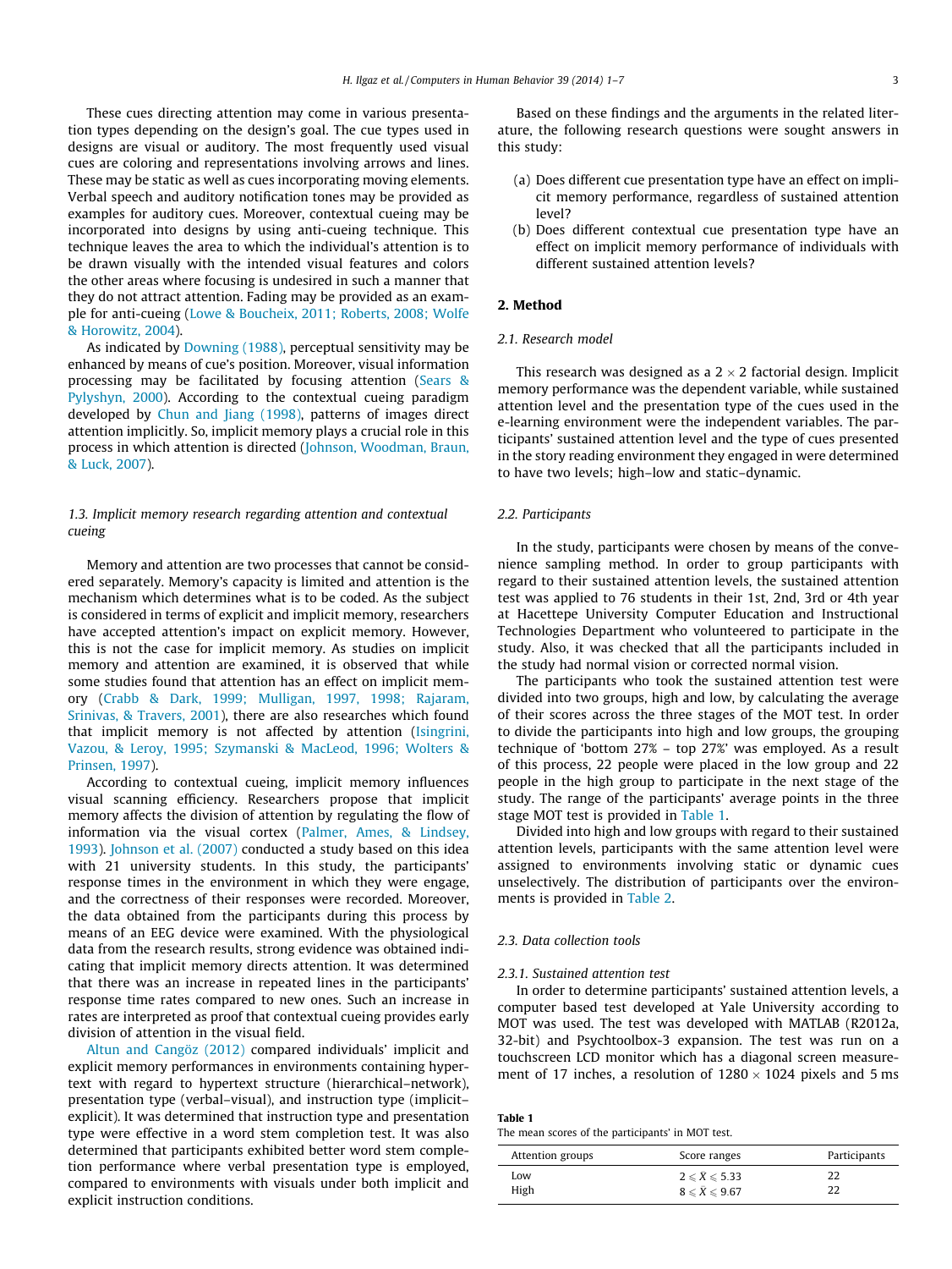These cues directing attention may come in various presentation types depending on the design's goal. The cue types used in designs are visual or auditory. The most frequently used visual cues are coloring and representations involving arrows and lines. These may be static as well as cues incorporating moving elements. Verbal speech and auditory notification tones may be provided as examples for auditory cues. Moreover, contextual cueing may be incorporated into designs by using anti-cueing technique. This technique leaves the area to which the individual's attention is to be drawn visually with the intended visual features and colors the other areas where focusing is undesired in such a manner that they do not attract attention. Fading may be provided as an example for anti-cueing (Lowe & Boucheix, 2011; Roberts, 2008; Wolfe & Horowitz, 2004).

As indicated by Downing (1988), perceptual sensitivity may be enhanced by means of cue's position. Moreover, visual information processing may be facilitated by focusing attention (Sears & Pylyshyn, 2000). According to the contextual cueing paradigm developed by Chun and Jiang (1998), patterns of images direct attention implicitly. So, implicit memory plays a crucial role in this process in which attention is directed (Johnson, Woodman, Braun, & Luck, 2007).

### 1.3. Implicit memory research regarding attention and contextual cueing

Memory and attention are two processes that cannot be considered separately. Memory's capacity is limited and attention is the mechanism which determines what is to be coded. As the subject is considered in terms of explicit and implicit memory, researchers have accepted attention's impact on explicit memory. However, this is not the case for implicit memory. As studies on implicit memory and attention are examined, it is observed that while some studies found that attention has an effect on implicit memory (Crabb & Dark, 1999; Mulligan, 1997, 1998; Rajaram, Srinivas, & Travers, 2001), there are also researches which found that implicit memory is not affected by attention (Isingrini, Vazou, & Leroy, 1995; Szymanski & MacLeod, 1996; Wolters & Prinsen, 1997).

According to contextual cueing, implicit memory influences visual scanning efficiency. Researchers propose that implicit memory affects the division of attention by regulating the flow of information via the visual cortex (Palmer, Ames, & Lindsey, 1993). Johnson et al. (2007) conducted a study based on this idea with 21 university students. In this study, the participants' response times in the environment in which they were engage, and the correctness of their responses were recorded. Moreover, the data obtained from the participants during this process by means of an EEG device were examined. With the physiological data from the research results, strong evidence was obtained indicating that implicit memory directs attention. It was determined that there was an increase in repeated lines in the participants' response time rates compared to new ones. Such an increase in rates are interpreted as proof that contextual cueing provides early division of attention in the visual field.

Altun and Cangöz (2012) compared individuals' implicit and explicit memory performances in environments containing hypertext with regard to hypertext structure (hierarchical–network), presentation type (verbal–visual), and instruction type (implicit–explicit). It was determined that instruction type and presentation type were effective in a word stem completion test. It was also determined that participants exhibited better word stem completion performance where verbal presentation type is employed, compared to environments with visuals under both implicit and explicit instruction conditions.

Based on these findings and the arguments in the related literature, the following research questions were sought answers in this study:

(a) Does different cue presentation type have an effect on implicit memory performance, regardless of sustained attention level?
(b) Does different contextual cue presentation type have an effect on implicit memory performance of individuals with different sustained attention levels?

## 2. Method

### 2.1. Research model

This research was designed as a $2 \times 2$ factorial design. Implicit memory performance was the dependent variable, while sustained attention level and the presentation type of the cues used in the e-learning environment were the independent variables. The participants' sustained attention level and the type of cues presented in the story reading environment they engaged in were determined to have two levels; high–low and static–dynamic.

### 2.2. Participants

In the study, participants were chosen by means of the convenience sampling method. In order to group participants with regard to their sustained attention levels, the sustained attention test was applied to 76 students in their 1st, 2nd, 3rd or 4th year at Hacettepe University Computer Education and Instructional Technologies Department who volunteered to participate in the study. Also, it was checked that all the participants included in the study had normal vision or corrected normal vision.

The participants who took the sustained attention test were divided into two groups, high and low, by calculating the average of their scores across the three stages of the MOT test. In order to divide the participants into high and low groups, the grouping technique of 'bottom 27% – top 27%' was employed. As a result of this process, 22 people were placed in the low group and 22 people in the high group to participate in the next stage of the study. The range of the participants' average points in the three stage MOT test is provided in Table 1.

Divided into high and low groups with regard to their sustained attention levels, participants with the same attention level were assigned to environments involving static or dynamic cues unselectively. The distribution of participants over the environments is provided in Table 2.

### 2.3. Data collection tools

#### 2.3.1. Sustained attention test

In order to determine participants' sustained attention levels, a computer based test developed at Yale University according to MOT was used. The test was developed with MATLAB (R2012a, 32-bit) and Psychtoolbox-3 expansion. The test was run on a touchscreen LCD monitor which has a diagonal screen measurement of 17 inches, a resolution of $1280 \times 1024$ pixels and 5 ms

**Table 1**
The mean scores of the participants' in MOT test.

| Attention groups | Score ranges | Participants |
|---|---|---|
| Low | $2 \leqslant \bar{X} \leqslant 5.33$ | 22 |
| High | $8 \leqslant \bar{X} \leqslant 9.67$ | 22 |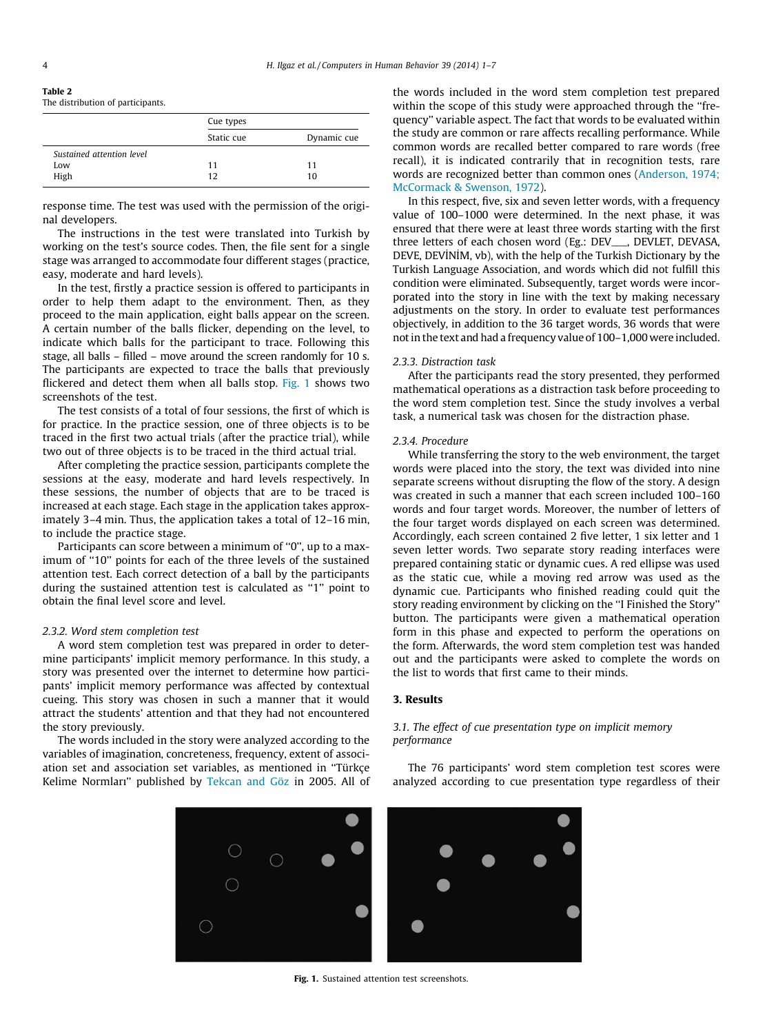**Table 2**
The distribution of participants.

| | Cue types | |
|---|---|---|
| | Static cue | Dynamic cue |
| *Sustained attention level* | | |
| Low | 11 | 11 |
| High | 12 | 10 |

response time. The test was used with the permission of the original developers.

The instructions in the test were translated into Turkish by working on the test's source codes. Then, the file sent for a single stage was arranged to accommodate four different stages (practice, easy, moderate and hard levels).

In the test, firstly a practice session is offered to participants in order to help them adapt to the environment. Then, as they proceed to the main application, eight balls appear on the screen. A certain number of the balls flicker, depending on the level, to indicate which balls for the participant to trace. Following this stage, all balls – filled – move around the screen randomly for 10 s. The participants are expected to trace the balls that previously flickered and detect them when all balls stop. Fig. 1 shows two screenshots of the test.

The test consists of a total of four sessions, the first of which is for practice. In the practice session, one of three objects is to be traced in the first two actual trials (after the practice trial), while two out of three objects is to be traced in the third actual trial.

After completing the practice session, participants complete the sessions at the easy, moderate and hard levels respectively. In these sessions, the number of objects that are to be traced is increased at each stage. Each stage in the application takes approximately 3–4 min. Thus, the application takes a total of 12–16 min, to include the practice stage.

Participants can score between a minimum of "0", up to a maximum of "10" points for each of the three levels of the sustained attention test. Each correct detection of a ball by the participants during the sustained attention test is calculated as "1" point to obtain the final level score and level.

#### 2.3.2. Word stem completion test

A word stem completion test was prepared in order to determine participants' implicit memory performance. In this study, a story was presented over the internet to determine how participants' implicit memory performance was affected by contextual cueing. This story was chosen in such a manner that it would attract the students' attention and that they had not encountered the story previously.

The words included in the story were analyzed according to the variables of imagination, concreteness, frequency, extent of association set and association set variables, as mentioned in "Türkçe Kelime Normları" published by Tekcan and Göz in 2005. All of the words included in the word stem completion test prepared within the scope of this study were approached through the "frequency" variable aspect. The fact that words to be evaluated within the study are common or rare affects recalling performance. While common words are recalled better compared to rare words (free recall), it is indicated contrarily that in recognition tests, rare words are recognized better than common ones (Anderson, 1974; McCormack & Swenson, 1972).

In this respect, five, six and seven letter words, with a frequency value of 100–1000 were determined. In the next phase, it was ensured that there were at least three words starting with the first three letters of each chosen word (Eg.: DEV___, DEVLET, DEVASA, DEVE, DEVİNİM, vb), with the help of the Turkish Dictionary by the Turkish Language Association, and words which did not fulfill this condition were eliminated. Subsequently, target words were incorporated into the story in line with the text by making necessary adjustments on the story. In order to evaluate test performances objectively, in addition to the 36 target words, 36 words that were not in the text and had a frequency value of 100–1,000 were included.

#### 2.3.3. Distraction task

After the participants read the story presented, they performed mathematical operations as a distraction task before proceeding to the word stem completion test. Since the study involves a verbal task, a numerical task was chosen for the distraction phase.

#### 2.3.4. Procedure

While transferring the story to the web environment, the target words were placed into the story, the text was divided into nine separate screens without disrupting the flow of the story. A design was created in such a manner that each screen included 100–160 words and four target words. Moreover, the number of letters of the four target words displayed on each screen was determined. Accordingly, each screen contained 2 five letter, 1 six letter and 1 seven letter words. Two separate story reading interfaces were prepared containing static or dynamic cues. A red ellipse was used as the static cue, while a moving red arrow was used as the dynamic cue. Participants who finished reading could quit the story reading environment by clicking on the "I Finished the Story" button. The participants were given a mathematical operation form in this phase and expected to perform the operations on the form. Afterwards, the word stem completion test was handed out and the participants were asked to complete the words on the list to words that first came to their minds.

## 3. Results

### 3.1. The effect of cue presentation type on implicit memory performance

The 76 participants' word stem completion test scores were analyzed according to cue presentation type regardless of their

**Fig. 1.** Sustained attention test screenshots.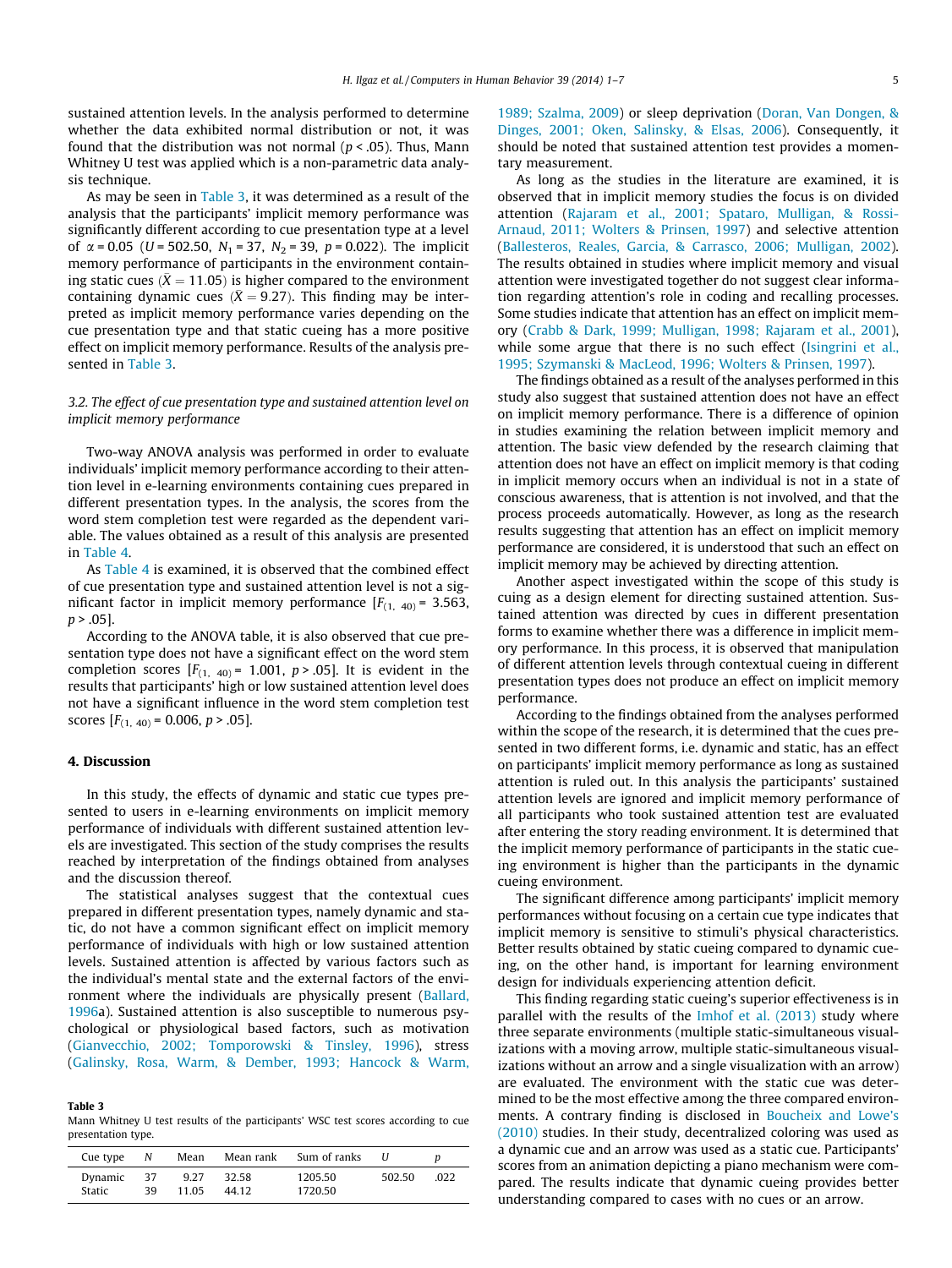sustained attention levels. In the analysis performed to determine whether the data exhibited normal distribution or not, it was found that the distribution was not normal ($p < .05$). Thus, Mann Whitney U test was applied which is a non-parametric data analysis technique.

As may be seen in Table 3, it was determined as a result of the analysis that the participants' implicit memory performance was significantly different according to cue presentation type at a level of $\alpha = 0.05$ ($U = 502.50$, $N_1 = 37$, $N_2 = 39$, $p = 0.022$). The implicit memory performance of participants in the environment containing static cues ($\bar{X} = 11.05$) is higher compared to the environment containing dynamic cues ($\bar{X} = 9.27$). This finding may be interpreted as implicit memory performance varies depending on the cue presentation type and that static cueing has a more positive effect on implicit memory performance. Results of the analysis presented in Table 3.

### 3.2. The effect of cue presentation type and sustained attention level on implicit memory performance

Two-way ANOVA analysis was performed in order to evaluate individuals' implicit memory performance according to their attention level in e-learning environments containing cues prepared in different presentation types. In the analysis, the scores from the word stem completion test were regarded as the dependent variable. The values obtained as a result of this analysis are presented in Table 4.

As Table 4 is examined, it is observed that the combined effect of cue presentation type and sustained attention level is not a significant factor in implicit memory performance [$F_{(1,\ 40)} = 3.563$, $p > .05$].

According to the ANOVA table, it is also observed that cue presentation type does not have a significant effect on the word stem completion scores [$F_{(1,\ 40)} = 1.001$, $p > .05$]. It is evident in the results that participants' high or low sustained attention level does not have a significant influence in the word stem completion test scores [$F_{(1,\ 40)} = 0.006$, $p > .05$].

## 4. Discussion

In this study, the effects of dynamic and static cue types presented to users in e-learning environments on implicit memory performance of individuals with different sustained attention levels are investigated. This section of the study comprises the results reached by interpretation of the findings obtained from analyses and the discussion thereof.

The statistical analyses suggest that the contextual cues prepared in different presentation types, namely dynamic and static, do not have a common significant effect on implicit memory performance of individuals with high or low sustained attention levels. Sustained attention is affected by various factors such as the individual's mental state and the external factors of the environment where the individuals are physically present (Ballard, 1996a). Sustained attention is also susceptible to numerous psychological or physiological based factors, such as motivation (Gianvecchio, 2002; Temporowski & Tinsley, 1996), stress (Galinsky, Rosa, Warm, & Dember, 1993; Hancock & Warm, 1989; Szalma, 2009) or sleep deprivation (Doran, Van Dongen, & Dinges, 2001; Oken, Salinsky, & Elsas, 2006). Consequently, it should be noted that sustained attention test provides a momentary measurement.

**Table 3**
Mann Whitney U test results of the participants' WSC test scores according to cue presentation type.

| Cue type | N | Mean | Mean rank | Sum of ranks | U | p |
|---|---|---|---|---|---|---|
| Dynamic | 37 | 9.27 | 32.58 | 1205.50 | 502.50 | .022 |
| Static | 39 | 11.05 | 44.12 | 1720.50 | | |

As long as the studies in the literature are examined, it is observed that in implicit memory studies the focus is on divided attention (Rajaram et al., 2001; Spataro, Mulligan, & Rossi-Arnaud, 2011; Wolters & Prinsen, 1997) and selective attention (Ballesteros, Reales, Garcia, & Carrasco, 2006; Mulligan, 2002). The results obtained in studies where implicit memory and visual attention were investigated together do not suggest clear information regarding attention's role in coding and recalling processes. Some studies indicate that attention has an effect on implicit memory (Crabb & Dark, 1999; Mulligan, 1998; Rajaram et al., 2001), while some argue that there is no such effect (Isingrini et al., 1995; Szymanski & MacLeod, 1996; Wolters & Prinsen, 1997).

The findings obtained as a result of the analyses performed in this study also suggest that sustained attention does not have an effect on implicit memory performance. There is a difference of opinion in studies examining the relation between implicit memory and attention. The basic view defended by the research claiming that attention does not have an effect on implicit memory is that coding in implicit memory occurs when an individual is not in a state of conscious awareness, that is attention is not involved, and that the process proceeds automatically. However, as long as the research results suggesting that attention has an effect on implicit memory performance are considered, it is understood that such an effect on implicit memory may be achieved by directing attention.

Another aspect investigated within the scope of this study is cuing as a design element for directing sustained attention. Sustained attention was directed by cues in different presentation forms to examine whether there was a difference in implicit memory performance. In this process, it is observed that manipulation of different attention levels through contextual cueing in different presentation types does not produce an effect on implicit memory performance.

According to the findings obtained from the analyses performed within the scope of the research, it is determined that the cues presented in two different forms, i.e. dynamic and static, has an effect on participants' implicit memory performance as long as sustained attention is ruled out. In this analysis the participants' sustained attention levels are ignored and implicit memory performance of all participants who took sustained attention test are evaluated after entering the story reading environment. It is determined that the implicit memory performance of participants in the static cueing environment is higher than the participants in the dynamic cueing environment.

The significant difference among participants' implicit memory performances without focusing on a certain cue type indicates that implicit memory is sensitive to stimuli's physical characteristics. Better results obtained by static cueing compared to dynamic cueing, on the other hand, is important for learning environment design for individuals experiencing attention deficit.

This finding regarding static cueing's superior effectiveness is in parallel with the results of the Imhof et al. (2013) study where three separate environments (multiple static-simultaneous visualizations with a moving arrow, multiple static-simultaneous visualizations without an arrow and a single visualization with an arrow) are evaluated. The environment with the static cue was determined to be the most effective among the three compared environments. A contrary finding is disclosed in Boucheix and Lowe's (2010) studies. In their study, decentralized coloring was used as a dynamic cue and an arrow was used as a static cue. Participants' scores from an animation depicting a piano mechanism were compared. The results indicate that dynamic cueing provides better understanding compared to cases with no cues or an arrow.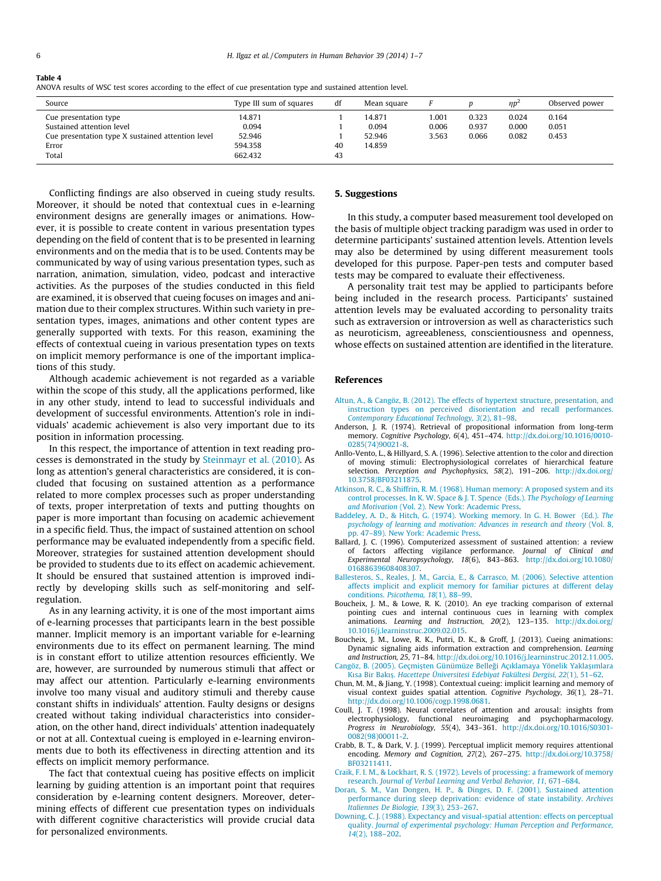Table 4

ANOVA results of WSC test scores according to the effect of cue presentation type and sustained attention level.

| Source | Type III sum of squares | df | Mean square | $F$ | $p$ | $\eta p^2$ | Observed power |
|---|---|---|---|---|---|---|---|
| Cue presentation type | 14.871 | 1 | 14.871 | 1.001 | 0.323 | 0.024 | 0.164 |
| Sustained attention level | 0.094 | 1 | 0.094 | 0.006 | 0.937 | 0.000 | 0.051 |
| Cue presentation type X sustained attention level | 52.946 | 1 | 52.946 | 3.563 | 0.066 | 0.082 | 0.453 |
| Error | 594.358 | 40 | 14.859 | | | | |
| Total | 662.432 | 43 | | | | | |

Conflicting findings are also observed in cueing study results. Moreover, it should be noted that contextual cues in e-learning environment designs are generally images or animations. However, it is possible to create content in various presentation types depending on the field of content that is to be presented in learning environments and on the media that is to be used. Contents may be communicated by way of using various presentation types, such as narration, animation, simulation, video, podcast and interactive activities. As the purposes of the studies conducted in this field are examined, it is observed that cueing focuses on images and animation due to their complex structures. Within such variety in presentation types, images, animations and other content types are generally supported with texts. For this reason, examining the effects of contextual cueing in various presentation types on texts on implicit memory performance is one of the important implications of this study.

Although academic achievement is not regarded as a variable within the scope of this study, all the applications performed, like in any other study, intend to lead to successful individuals and development of successful environments. Attention's role in individuals' academic achievement is also very important due to its position in information processing.

In this respect, the importance of attention in text reading processes is demonstrated in the study by Steinmayr et al. (2010). As long as attention's general characteristics are considered, it is concluded that focusing on sustained attention as a performance related to more complex processes such as proper understanding of texts, proper interpretation of texts and putting thoughts on paper is more important than focusing on academic achievement in a specific field. Thus, the impact of sustained attention on school performance may be evaluated independently from a specific field. Moreover, strategies for sustained attention development should be provided to students due to its effect on academic achievement. It should be ensured that sustained attention is improved indirectly by developing skills such as self-monitoring and self-regulation.

As in any learning activity, it is one of the most important aims of e-learning processes that participants learn in the best possible manner. Implicit memory is an important variable for e-learning environments due to its effect on permanent learning. The mind is in constant effort to utilize attention resources efficiently. We are, however, are surrounded by numerous stimuli that affect or may affect our attention. Particularly e-learning environments involve too many visual and auditory stimuli and thereby cause constant shifts in individuals' attention. Faulty designs or designs created without taking individual characteristics into consideration, on the other hand, direct individuals' attention inadequately or not at all. Contextual cueing is employed in e-learning environments due to both its effectiveness in directing attention and its effects on implicit memory performance.

The fact that contextual cueing has positive effects on implicit learning by guiding attention is an important point that requires consideration by e-learning content designers. Moreover, determining effects of different cue presentation types on individuals with different cognitive characteristics will provide crucial data for personalized environments.

## 5. Suggestions

In this study, a computer based measurement tool developed on the basis of multiple object tracking paradigm was used in order to determine participants' sustained attention levels. Attention levels may also be determined by using different measurement tools developed for this purpose. Paper-pen tests and computer based tests may be compared to evaluate their effectiveness.

A personality trait test may be applied to participants before being included in the research process. Participants' sustained attention levels may be evaluated according to personality traits such as extraversion or introversion as well as characteristics such as neuroticism, agreeableness, conscientiousness and openness, whose effects on sustained attention are identified in the literature.

## References

Altun, A., & Cangöz, B. (2012). The effects of hypertext structure, presentation, and instruction types on perceived disorientation and recall performances. *Contemporary Educational Technology, 3*(2), 81–98.

Anderson, J. R. (1974). Retrieval of propositional information from long-term memory. *Cognitive Psychology, 6*(4), 451–474. http://dx.doi.org/10.1016/0010-0285(74)90021-8.

Anllo-Vento, L., & Hillyard, S. A. (1996). Selective attention to the color and direction of moving stimuli: Electrophysiological correlates of hierarchical feature selection. *Perception and Psychophysics, 58*(2), 191–206. http://dx.doi.org/10.3758/BF03211875.

Atkinson, R. C., & Shiffrin, R. M. (1968). Human memory: A proposed system and its control processes. In K. W. Space & J. T. Spence (Eds.). *The Psychology of Learning and Motivation* (Vol. 2). New York: Academic Press.

Baddeley, A. D., & Hitch, G. (1974). Working memory. In G. H. Bower (Ed.). *The psychology of learning and motivation: Advances in research and theory* (Vol. 8, pp. 47–89). New York: Academic Press.

Ballard, J. C. (1996). Computerized assessment of sustained attention: a review of factors affecting vigilance performance. *Journal of Clinical and Experimental Neuropsychology, 18*(6), 843–863. http://dx.doi.org/10.1080/01688639608408307.

Ballesteros, S., Reales, J. M., Garcia, E., & Carrasco, M. (2006). Selective attention affects implicit and explicit memory for familiar pictures at different delay conditions. *Psicothema, 18*(1), 88–99.

Boucheix, J. M., & Lowe, R. K. (2010). An eye tracking comparison of external pointing cues and internal continuous cues in learning with complex animations. *Learning and Instruction, 20*(2), 123–135. http://dx.doi.org/10.1016/j.learninstruc.2009.02.015.

Boucheix, J. M., Lowe, R. K., Putri, D. K., & Groff, J. (2013). Cueing animations: Dynamic signaling aids information extraction and comprehension. *Learning and Instruction, 25*, 71–84. http://dx.doi.org/10.1016/j.learninstruc.2012.11.005.

Cangöz, B. (2005). Geçmişten Günümüze Belleği Açıklamaya Yönelik Yaklaşımlara Kısa Bir Bakış. *Hacettepe Üniversitesi Edebiyat Fakültesi Dergisi, 22*(1), 51–62.

Chun, M. M., & Jiang, Y. (1998). Contextual cueing: implicit learning and memory of visual context guides spatial attention. *Cognitive Psychology, 36*(1), 28–71. http://dx.doi.org/10.1006/cogp.1998.0681.

Coull, J. T. (1998). Neural correlates of attention and arousal: insights from electrophysiology, functional neuroimaging and psychopharmacology. *Progress in Neurobiology, 55*(4), 343–361. http://dx.doi.org/10.1016/S0301-0082(98)00011-2.

Crabb, B. T., & Dark, V. J. (1999). Perceptual implicit memory requires attentional encoding. *Memory and Cognition, 27*(2), 267–275. http://dx.doi.org/10.3758/BF03211411.

Craik, F. I. M., & Lockhart, R. S. (1972). Levels of processing: a framework of memory research. *Journal of Verbal Learning and Verbal Behavior, 11*, 671–684.

Doran, S. M., Van Dongen, H. P., & Dinges, D. F. (2001). Sustained attention performance during sleep deprivation: evidence of state instability. *Archives Italiennes De Biologie, 139*(3), 253–267.

Downing, C. J. (1988). Expectancy and visual-spatial attention: effects on perceptual quality. *Journal of experimental psychology: Human Perception and Performance, 14*(2), 188–202.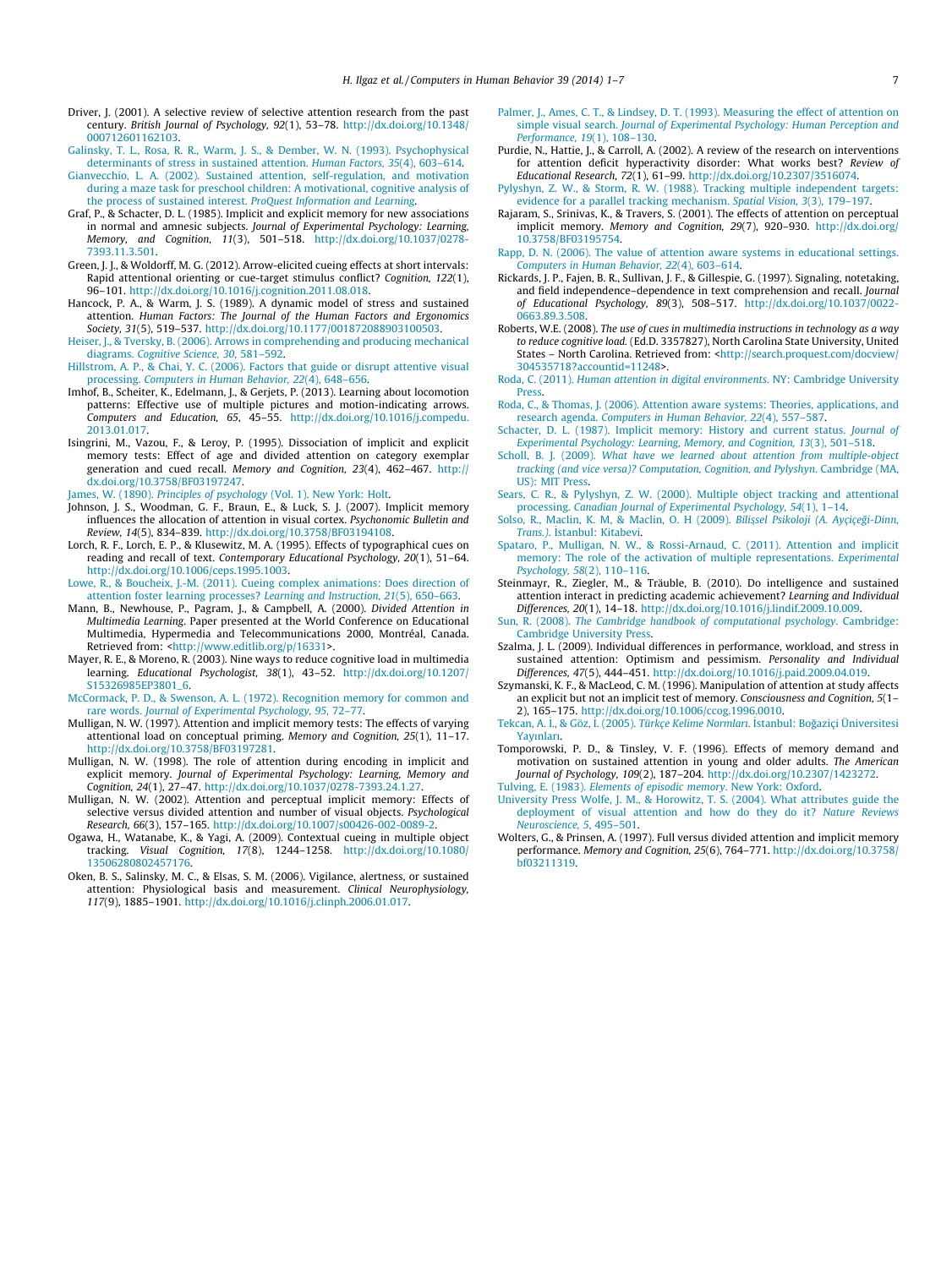Driver, J. (2001). A selective review of selective attention research from the past century. *British Journal of Psychology, 92*(1), 53–78. http://dx.doi.org/10.1348/000712601162103.

Galinsky, T. L., Rosa, R. R., Warm, J. S., & Dember, W. N. (1993). Psychophysical determinants of stress in sustained attention. *Human Factors, 35*(4), 603–614.

Gianvecchio, L. A. (2002). Sustained attention, self-regulation, and motivation during a maze task for preschool children: A motivational, cognitive analysis of the process of sustained interest. *ProQuest Information and Learning*.

Graf, P., & Schacter, D. L. (1985). Implicit and explicit memory for new associations in normal and amnesic subjects. *Journal of Experimental Psychology: Learning, Memory, and Cognition, 11*(3), 501–518. http://dx.doi.org/10.1037/0278-7393.11.3.501.

Green, J. J., & Woldorff, M. G. (2012). Arrow-elicited cueing effects at short intervals: Rapid attentional orienting or cue-target stimulus conflict? *Cognition, 122*(1), 96–101. http://dx.doi.org/10.1016/j.cognition.2011.08.018.

Hancock, P. A., & Warm, J. S. (1989). A dynamic model of stress and sustained attention. *Human Factors: The Journal of the Human Factors and Ergonomics Society, 31*(5), 519–537. http://dx.doi.org/10.1177/001872088903100503.

Heiser, J., & Tversky, B. (2006). Arrows in comprehending and producing mechanical diagrams. *Cognitive Science, 30*, 581–592.

Hillstrom, A. P., & Chai, Y. C. (2006). Factors that guide or disrupt attentive visual processing. *Computers in Human Behavior, 22*(4), 648–656.

Imhof, B., Scheiter, K., Edelmann, J., & Gerjets, P. (2013). Learning about locomotion patterns: Effective use of multiple pictures and motion-indicating arrows. *Computers and Education, 65*, 45–55. http://dx.doi.org/10.1016/j.compedu.2013.01.017.

Isingrini, M., Vazou, F., & Leroy, P. (1995). Dissociation of implicit and explicit memory tests: Effect of age and divided attention on category exemplar generation and cued recall. *Memory and Cognition, 23*(4), 462–467. http://dx.doi.org/10.3758/BF03197247.

James, W. (1890). *Principles of psychology* (Vol. 1). New York: Holt.

Johnson, J. S., Woodman, G. F., Braun, E., & Luck, S. J. (2007). Implicit memory influences the allocation of attention in visual cortex. *Psychonomic Bulletin and Review, 14*(5), 834–839. http://dx.doi.org/10.3758/BF03194108.

Lorch, R. F., Lorch, E. P., & Klusewitz, M. A. (1995). Effects of typographical cues on reading and recall of text. *Contemporary Educational Psychology, 20*(1), 51–64. http://dx.doi.org/10.1006/ceps.1995.1003.

Lowe, R., & Boucheix, J.-M. (2011). Cueing complex animations: Does direction of attention foster learning processes? *Learning and Instruction, 21*(5), 650–663.

Mann, B., Newhouse, P., Pagram, J., & Campbell, A. (2000). *Divided Attention in Multimedia Learning*. Paper presented at the World Conference on Educational Multimedia, Hypermedia and Telecommunications 2000, Montréal, Canada. Retrieved from: <http://www.editlib.org/p/16331>.

Mayer, R. E., & Moreno, R. (2003). Nine ways to reduce cognitive load in multimedia learning. *Educational Psychologist, 38*(1), 43–52. http://dx.doi.org/10.1207/S15326985EP3801_6.

McCormack, P. D., & Swenson, A. L. (1972). Recognition memory for common and rare words. *Journal of Experimental Psychology, 95*, 72–77.

Mulligan, N. W. (1997). Attention and implicit memory tests: The effects of varying attentional load on conceptual priming. *Memory and Cognition, 25*(1), 11–17. http://dx.doi.org/10.3758/BF03197281.

Mulligan, N. W. (1998). The role of attention during encoding in implicit and explicit memory. *Journal of Experimental Psychology: Learning, Memory and Cognition, 24*(1), 27–47. http://dx.doi.org/10.1037/0278-7393.24.1.27.

Mulligan, N. W. (2002). Attention and perceptual implicit memory: Effects of selective versus divided attention and number of visual objects. *Psychological Research, 66*(3), 157–165. http://dx.doi.org/10.1007/s00426-002-0089-2.

Ogawa, H., Watanabe, K., & Yagi, A. (2009). Contextual cueing in multiple object tracking. *Visual Cognition, 17*(8), 1244–1258. http://dx.doi.org/10.1080/13506280802457176.

Oken, B. S., Salinsky, M. C., & Elsas, S. M. (2006). Vigilance, alertness, or sustained attention: Physiological basis and measurement. *Clinical Neurophysiology, 117*(9), 1885–1901. http://dx.doi.org/10.1016/j.clinph.2006.01.017.

Palmer, J., Ames, C. T., & Lindsey, D. T. (1993). Measuring the effect of attention on simple visual search. *Journal of Experimental Psychology: Human Perception and Performance, 19*(1), 108–130.

Purdie, N., Hattie, J., & Carroll, A. (2002). A review of the research on interventions for attention deficit hyperactivity disorder: What works best? *Review of Educational Research, 72*(1), 61–99. http://dx.doi.org/10.2307/3516074.

Pylyshyn, Z. W., & Storm, R. W. (1988). Tracking multiple independent targets: evidence for a parallel tracking mechanism. *Spatial Vision, 3*(3), 179–197.

Rajaram, S., Srinivas, K., & Travers, S. (2001). The effects of attention on perceptual implicit memory. *Memory and Cognition, 29*(7), 920–930. http://dx.doi.org/10.3758/BF03195754.

Rapp, D. N. (2006). The value of attention aware systems in educational settings. *Computers in Human Behavior, 22*(4), 603–614.

Rickards, J. P., Fajen, B. R., Sullivan, J. F., & Gillespie, G. (1997). Signaling, notetaking, and field independence–dependence in text comprehension and recall. *Journal of Educational Psychology, 89*(3), 508–517. http://dx.doi.org/10.1037/0022-0663.89.3.508.

Roberts, W.E. (2008). *The use of cues in multimedia instructions in technology as a way to reduce cognitive load*. (Ed.D. 3357827), North Carolina State University, United States – North Carolina. Retrieved from: <http://search.proquest.com/docview/304535718?accountid=11248>.

Roda, C. (2011). *Human attention in digital environments*. NY: Cambridge University Press.

Roda, C., & Thomas, J. (2006). Attention aware systems: Theories, applications, and research agenda. *Computers in Human Behavior, 22*(4), 557–587.

Schacter, D. L. (1987). Implicit memory: History and current status. *Journal of Experimental Psychology: Learning, Memory, and Cognition, 13*(3), 501–518.

Scholl, B. J. (2009). *What have we learned about attention from multiple-object tracking (and vice versa)? Computation, Cognition, and Pylyshyn*. Cambridge (MA, US): MIT Press.

Sears, C. R., & Pylyshyn, Z. W. (2000). Multiple object tracking and attentional processing. *Canadian Journal of Experimental Psychology, 54*(1), 1–14.

Solso, R., Maclin, K. M, & Maclin, O. H (2009). *Bilişsel Psikoloji (A. Ayçiçeği-Dinn, Trans.)*. İstanbul: Kitabevi.

Spataro, P., Mulligan, N. W., & Rossi-Arnaud, C. (2011). Attention and implicit memory: The role of the activation of multiple representations. *Experimental Psychology, 58*(2), 110–116.

Steinmayr, R., Ziegler, M., & Träuble, B. (2010). Do intelligence and sustained attention interact in predicting academic achievement? *Learning and Individual Differences, 20*(1), 14–18. http://dx.doi.org/10.1016/j.lindif.2009.10.009.

Sun, R. (2008). *The Cambridge handbook of computational psychology*. Cambridge: Cambridge University Press.

Szalma, J. L. (2009). Individual differences in performance, workload, and stress in sustained attention: Optimism and pessimism. *Personality and Individual Differences, 47*(5), 444–451. http://dx.doi.org/10.1016/j.paid.2009.04.019.

Szymanski, K. F., & MacLeod, C. M. (1996). Manipulation of attention at study affects an explicit but not an implicit test of memory. *Consciousness and Cognition, 5*(1–2), 165–175. http://dx.doi.org/10.1006/ccog.1996.0010.

Tekcan, A. İ., & Göz, İ. (2005). *Türkçe Kelime Normları*. İstanbul: Boğaziçi Üniversitesi Yayınları.

Tomporowski, P. D., & Tinsley, V. F. (1996). Effects of memory demand and motivation on sustained attention in young and older adults. *The American Journal of Psychology, 109*(2), 187–204. http://dx.doi.org/10.2307/1423272.

Tulving, E. (1983). *Elements of episodic memory*. New York: Oxford.

University Press Wolfe, J. M., & Horowitz, T. S. (2004). What attributes guide the deployment of visual attention and how do they do it? *Nature Reviews Neuroscience, 5*, 495–501.

Wolters, G., & Prinsen, A. (1997). Full versus divided attention and implicit memory performance. *Memory and Cognition, 25*(6), 764–771. http://dx.doi.org/10.3758/bf03211319.